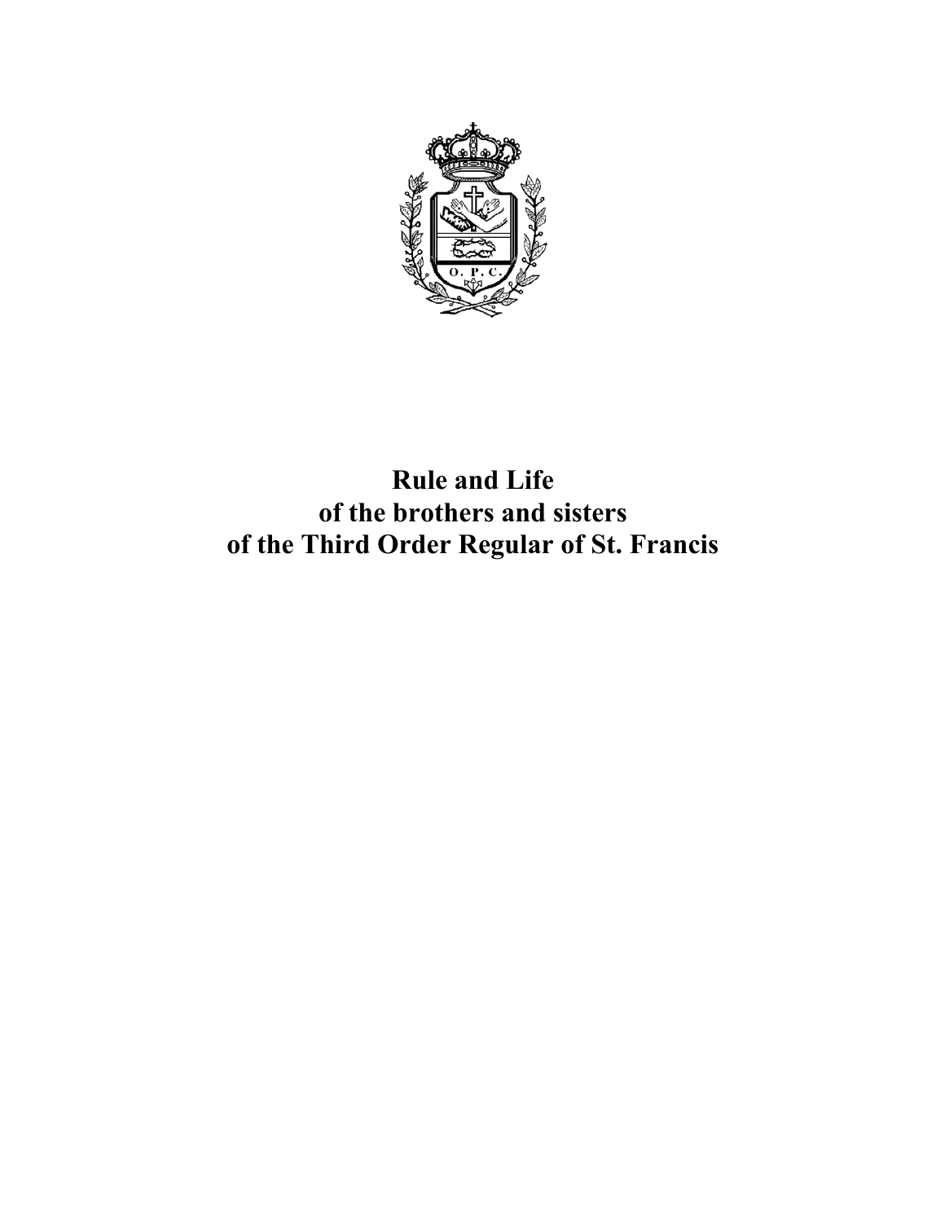# Rule and Life
# of the brothers and sisters
# of the Third Order Regular of St. Francis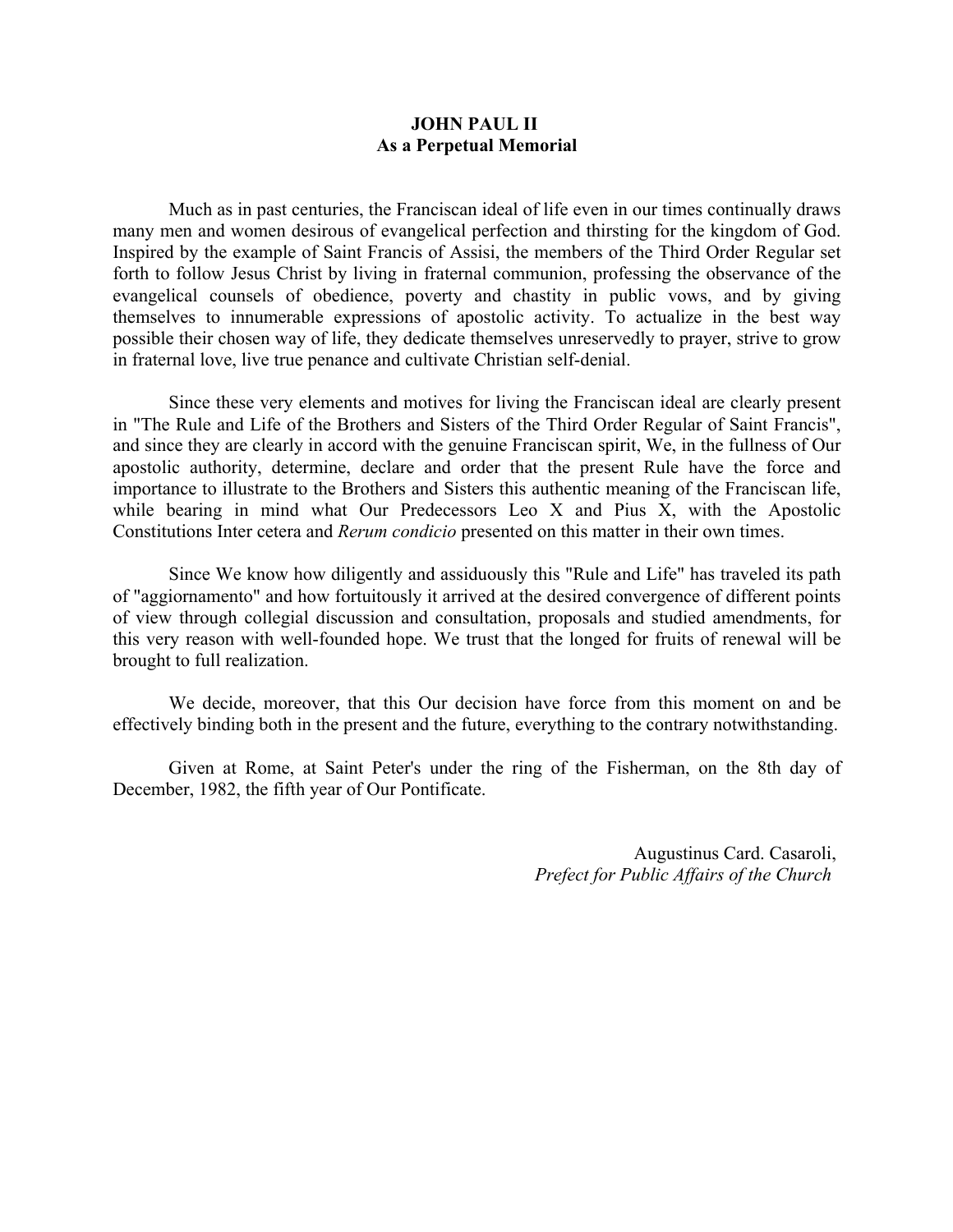**JOHN PAUL II**
**As a Perpetual Memorial**

Much as in past centuries, the Franciscan ideal of life even in our times continually draws many men and women desirous of evangelical perfection and thirsting for the kingdom of God. Inspired by the example of Saint Francis of Assisi, the members of the Third Order Regular set forth to follow Jesus Christ by living in fraternal communion, professing the observance of the evangelical counsels of obedience, poverty and chastity in public vows, and by giving themselves to innumerable expressions of apostolic activity. To actualize in the best way possible their chosen way of life, they dedicate themselves unreservedly to prayer, strive to grow in fraternal love, live true penance and cultivate Christian self-denial.

Since these very elements and motives for living the Franciscan ideal are clearly present in "The Rule and Life of the Brothers and Sisters of the Third Order Regular of Saint Francis", and since they are clearly in accord with the genuine Franciscan spirit, We, in the fullness of Our apostolic authority, determine, declare and order that the present Rule have the force and importance to illustrate to the Brothers and Sisters this authentic meaning of the Franciscan life, while bearing in mind what Our Predecessors Leo X and Pius X, with the Apostolic Constitutions Inter cetera and *Rerum condicio* presented on this matter in their own times.

Since We know how diligently and assiduously this "Rule and Life" has traveled its path of "aggiornamento" and how fortuitously it arrived at the desired convergence of different points of view through collegial discussion and consultation, proposals and studied amendments, for this very reason with well-founded hope. We trust that the longed for fruits of renewal will be brought to full realization.

We decide, moreover, that this Our decision have force from this moment on and be effectively binding both in the present and the future, everything to the contrary notwithstanding.

Given at Rome, at Saint Peter's under the ring of the Fisherman, on the 8th day of December, 1982, the fifth year of Our Pontificate.

Augustinus Card. Casaroli,
*Prefect for Public Affairs of the Church*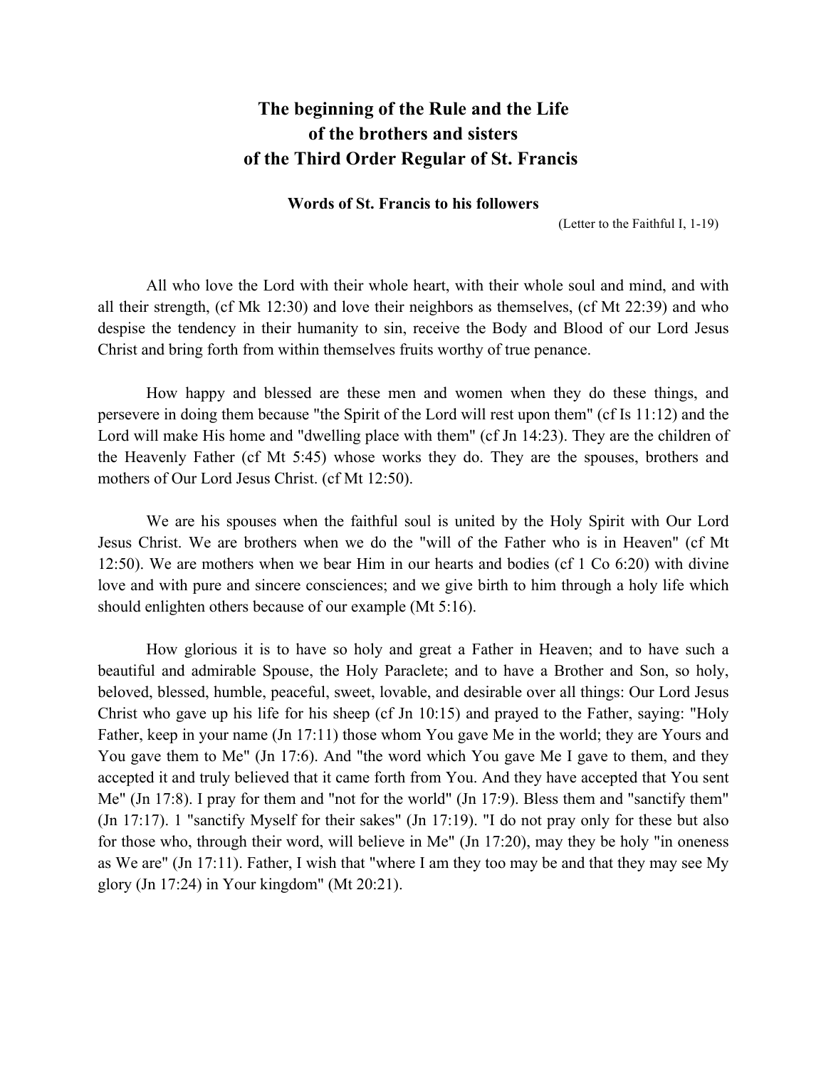# The beginning of the Rule and the Life of the brothers and sisters of the Third Order Regular of St. Francis

**Words of St. Francis to his followers**

(Letter to the Faithful I, 1-19)

All who love the Lord with their whole heart, with their whole soul and mind, and with all their strength, (cf Mk 12:30) and love their neighbors as themselves, (cf Mt 22:39) and who despise the tendency in their humanity to sin, receive the Body and Blood of our Lord Jesus Christ and bring forth from within themselves fruits worthy of true penance.

How happy and blessed are these men and women when they do these things, and persevere in doing them because "the Spirit of the Lord will rest upon them" (cf Is 11:12) and the Lord will make His home and "dwelling place with them" (cf Jn 14:23). They are the children of the Heavenly Father (cf Mt 5:45) whose works they do. They are the spouses, brothers and mothers of Our Lord Jesus Christ. (cf Mt 12:50).

We are his spouses when the faithful soul is united by the Holy Spirit with Our Lord Jesus Christ. We are brothers when we do the "will of the Father who is in Heaven" (cf Mt 12:50). We are mothers when we bear Him in our hearts and bodies (cf 1 Co 6:20) with divine love and with pure and sincere consciences; and we give birth to him through a holy life which should enlighten others because of our example (Mt 5:16).

How glorious it is to have so holy and great a Father in Heaven; and to have such a beautiful and admirable Spouse, the Holy Paraclete; and to have a Brother and Son, so holy, beloved, blessed, humble, peaceful, sweet, lovable, and desirable over all things: Our Lord Jesus Christ who gave up his life for his sheep (cf Jn 10:15) and prayed to the Father, saying: "Holy Father, keep in your name (Jn 17:11) those whom You gave Me in the world; they are Yours and You gave them to Me" (Jn 17:6). And "the word which You gave Me I gave to them, and they accepted it and truly believed that it came forth from You. And they have accepted that You sent Me" (Jn 17:8). I pray for them and "not for the world" (Jn 17:9). Bless them and "sanctify them" (Jn 17:17). 1 "sanctify Myself for their sakes" (Jn 17:19). "I do not pray only for these but also for those who, through their word, will believe in Me" (Jn 17:20), may they be holy "in oneness as We are" (Jn 17:11). Father, I wish that "where I am they too may be and that they may see My glory (Jn 17:24) in Your kingdom" (Mt 20:21).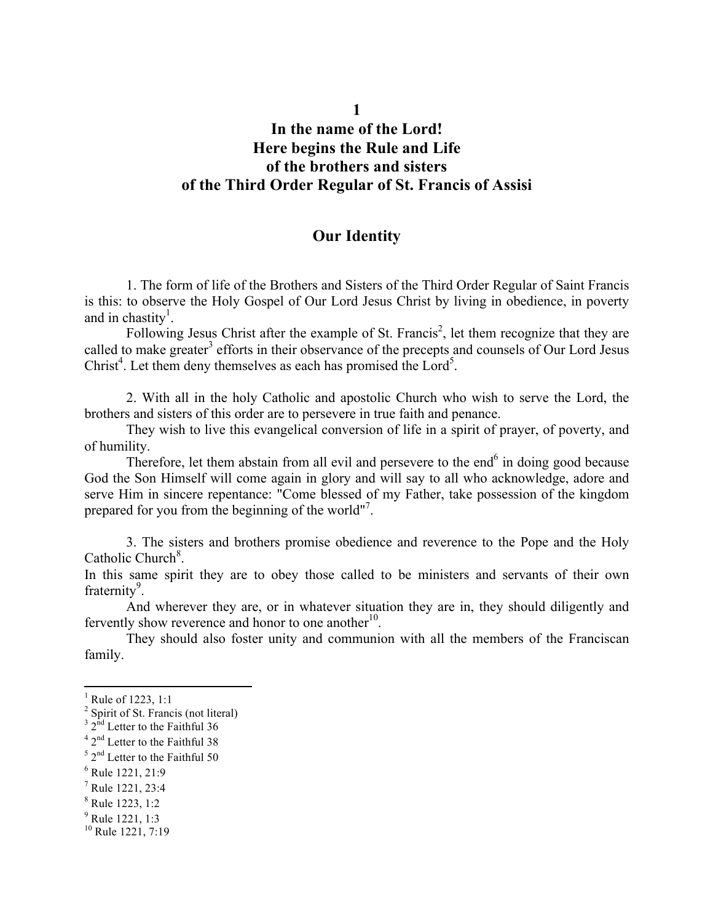# 1

# In the name of the Lord!
# Here begins the Rule and Life
# of the brothers and sisters
# of the Third Order Regular of St. Francis of Assisi

## Our Identity

1. The form of life of the Brothers and Sisters of the Third Order Regular of Saint Francis is this: to observe the Holy Gospel of Our Lord Jesus Christ by living in obedience, in poverty and in chastity[1].

Following Jesus Christ after the example of St. Francis[2], let them recognize that they are called to make greater[3] efforts in their observance of the precepts and counsels of Our Lord Jesus Christ[4]. Let them deny themselves as each has promised the Lord[5].

2. With all in the holy Catholic and apostolic Church who wish to serve the Lord, the brothers and sisters of this order are to persevere in true faith and penance.

They wish to live this evangelical conversion of life in a spirit of prayer, of poverty, and of humility.

Therefore, let them abstain from all evil and persevere to the end[6] in doing good because God the Son Himself will come again in glory and will say to all who acknowledge, adore and serve Him in sincere repentance: "Come blessed of my Father, take possession of the kingdom prepared for you from the beginning of the world"[7].

3. The sisters and brothers promise obedience and reverence to the Pope and the Holy Catholic Church[8].

In this same spirit they are to obey those called to be ministers and servants of their own fraternity[9].

And wherever they are, or in whatever situation they are in, they should diligently and fervently show reverence and honor to one another[10].

They should also foster unity and communion with all the members of the Franciscan family.

---

[1] Rule of 1223, 1:1
[2] Spirit of St. Francis (not literal)
[3] 2nd Letter to the Faithful 36
[4] 2nd Letter to the Faithful 38
[5] 2nd Letter to the Faithful 50
[6] Rule 1221, 21:9
[7] Rule 1221, 23:4
[8] Rule 1223, 1:2
[9] Rule 1221, 1:3
[10] Rule 1221, 7:19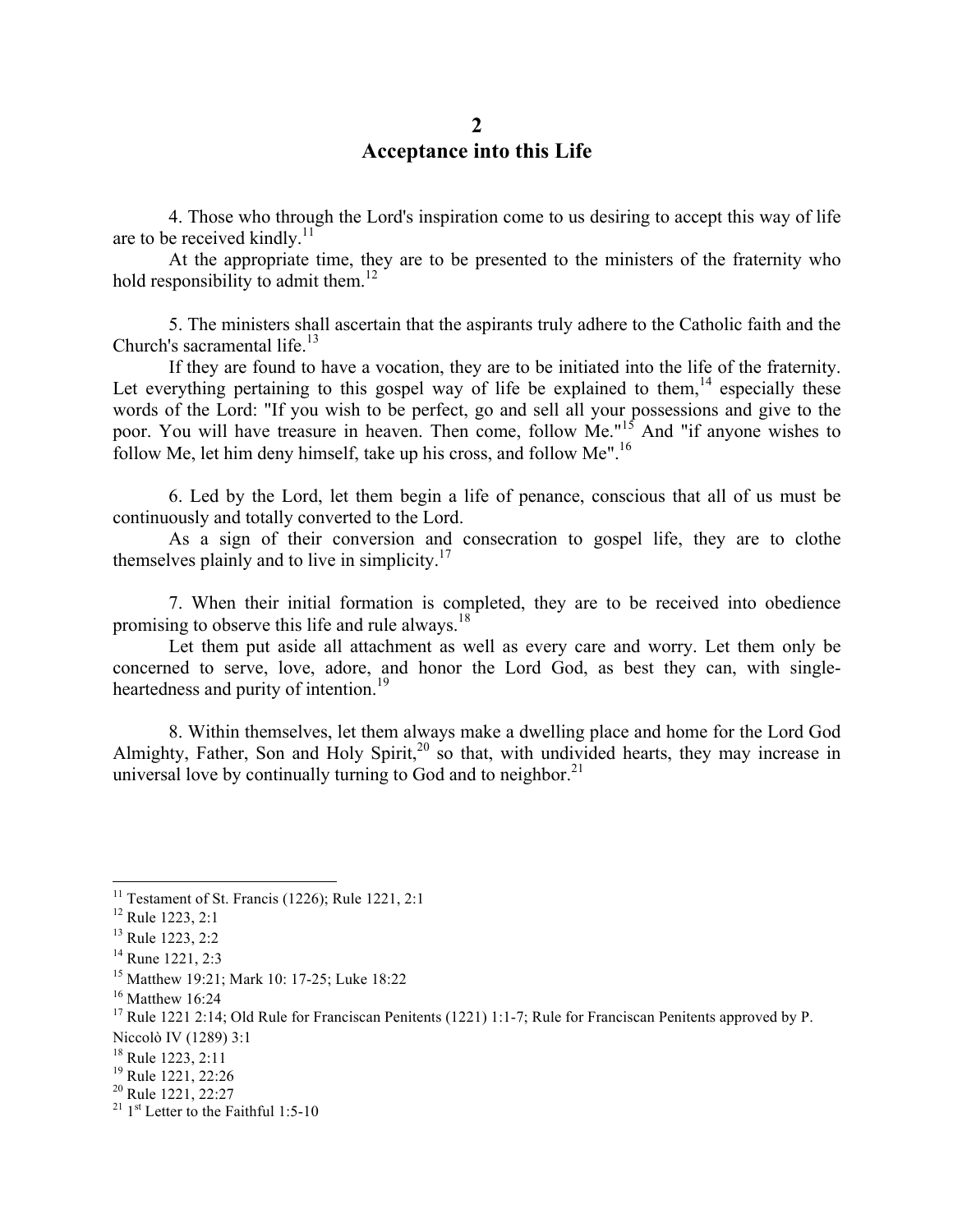## 2
## Acceptance into this Life

4. Those who through the Lord's inspiration come to us desiring to accept this way of life are to be received kindly.[11]

At the appropriate time, they are to be presented to the ministers of the fraternity who hold responsibility to admit them.[12]

5. The ministers shall ascertain that the aspirants truly adhere to the Catholic faith and the Church's sacramental life.[13]

If they are found to have a vocation, they are to be initiated into the life of the fraternity. Let everything pertaining to this gospel way of life be explained to them,[14] especially these words of the Lord: "If you wish to be perfect, go and sell all your possessions and give to the poor. You will have treasure in heaven. Then come, follow Me."[15] And "if anyone wishes to follow Me, let him deny himself, take up his cross, and follow Me".[16]

6. Led by the Lord, let them begin a life of penance, conscious that all of us must be continuously and totally converted to the Lord.

As a sign of their conversion and consecration to gospel life, they are to clothe themselves plainly and to live in simplicity.[17]

7. When their initial formation is completed, they are to be received into obedience promising to observe this life and rule always.[18]

Let them put aside all attachment as well as every care and worry. Let them only be concerned to serve, love, adore, and honor the Lord God, as best they can, with single-heartedness and purity of intention.[19]

8. Within themselves, let them always make a dwelling place and home for the Lord God Almighty, Father, Son and Holy Spirit,[20] so that, with undivided hearts, they may increase in universal love by continually turning to God and to neighbor.[21]

---

[11] Testament of St. Francis (1226); Rule 1221, 2:1
[12] Rule 1223, 2:1
[13] Rule 1223, 2:2
[14] Rune 1221, 2:3
[15] Matthew 19:21; Mark 10: 17-25; Luke 18:22
[16] Matthew 16:24
[17] Rule 1221 2:14; Old Rule for Franciscan Penitents (1221) 1:1-7; Rule for Franciscan Penitents approved by P. Niccolò IV (1289) 3:1
[18] Rule 1223, 2:11
[19] Rule 1221, 22:26
[20] Rule 1221, 22:27
[21] 1st Letter to the Faithful 1:5-10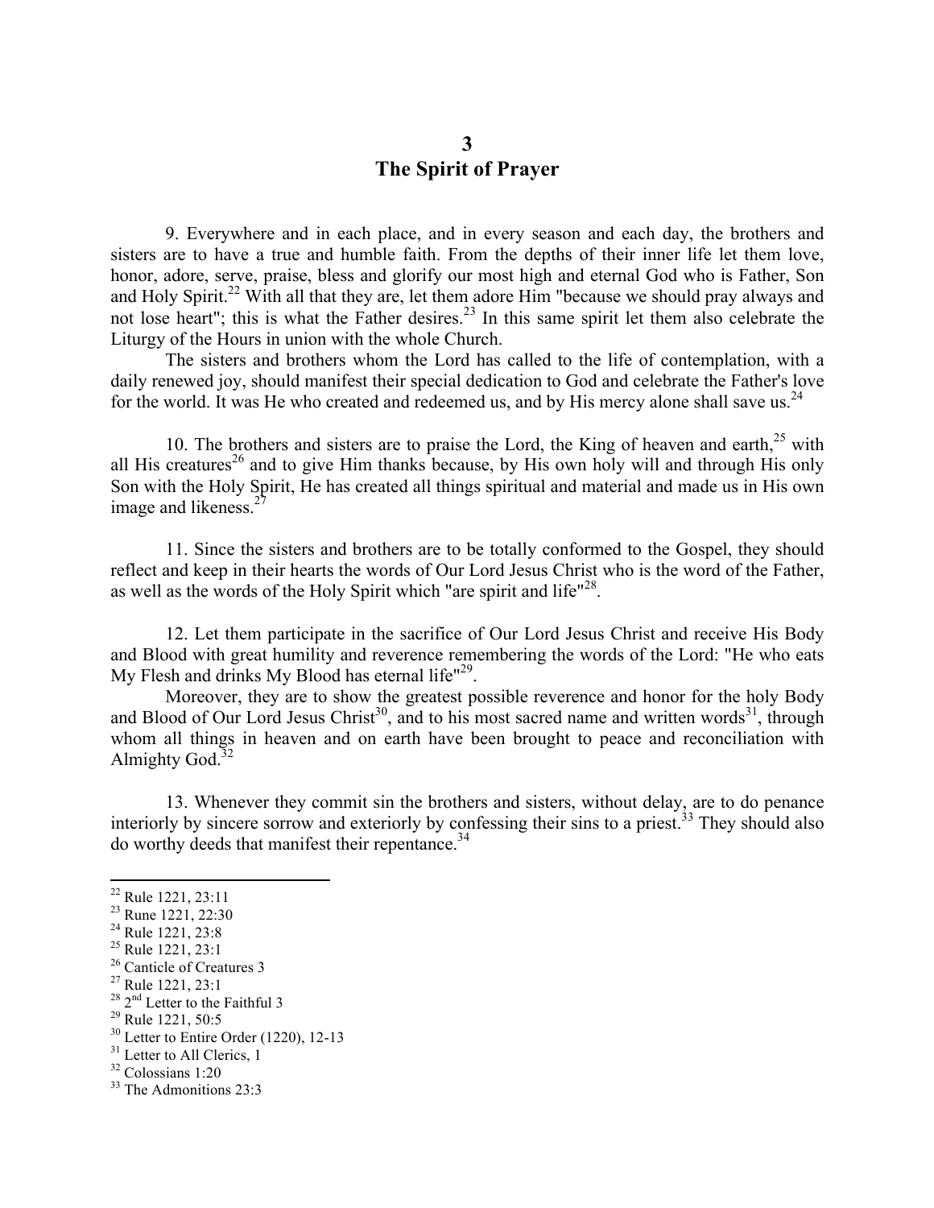# 3
# The Spirit of Prayer

9. Everywhere and in each place, and in every season and each day, the brothers and sisters are to have a true and humble faith. From the depths of their inner life let them love, honor, adore, serve, praise, bless and glorify our most high and eternal God who is Father, Son and Holy Spirit.[22] With all that they are, let them adore Him "because we should pray always and not lose heart"; this is what the Father desires.[23] In this same spirit let them also celebrate the Liturgy of the Hours in union with the whole Church.

The sisters and brothers whom the Lord has called to the life of contemplation, with a daily renewed joy, should manifest their special dedication to God and celebrate the Father's love for the world. It was He who created and redeemed us, and by His mercy alone shall save us.[24]

10. The brothers and sisters are to praise the Lord, the King of heaven and earth,[25] with all His creatures[26] and to give Him thanks because, by His own holy will and through His only Son with the Holy Spirit, He has created all things spiritual and material and made us in His own image and likeness.[27]

11. Since the sisters and brothers are to be totally conformed to the Gospel, they should reflect and keep in their hearts the words of Our Lord Jesus Christ who is the word of the Father, as well as the words of the Holy Spirit which "are spirit and life"[28].

12. Let them participate in the sacrifice of Our Lord Jesus Christ and receive His Body and Blood with great humility and reverence remembering the words of the Lord: "He who eats My Flesh and drinks My Blood has eternal life"[29].

Moreover, they are to show the greatest possible reverence and honor for the holy Body and Blood of Our Lord Jesus Christ[30], and to his most sacred name and written words[31], through whom all things in heaven and on earth have been brought to peace and reconciliation with Almighty God.[32]

13. Whenever they commit sin the brothers and sisters, without delay, are to do penance interiorly by sincere sorrow and exteriorly by confessing their sins to a priest.[33] They should also do worthy deeds that manifest their repentance.[34]

---

[22] Rule 1221, 23:11
[23] Rune 1221, 22:30
[24] Rule 1221, 23:8
[25] Rule 1221, 23:1
[26] Canticle of Creatures 3
[27] Rule 1221, 23:1
[28] 2nd Letter to the Faithful 3
[29] Rule 1221, 50:5
[30] Letter to Entire Order (1220), 12-13
[31] Letter to All Clerics, 1
[32] Colossians 1:20
[33] The Admonitions 23:3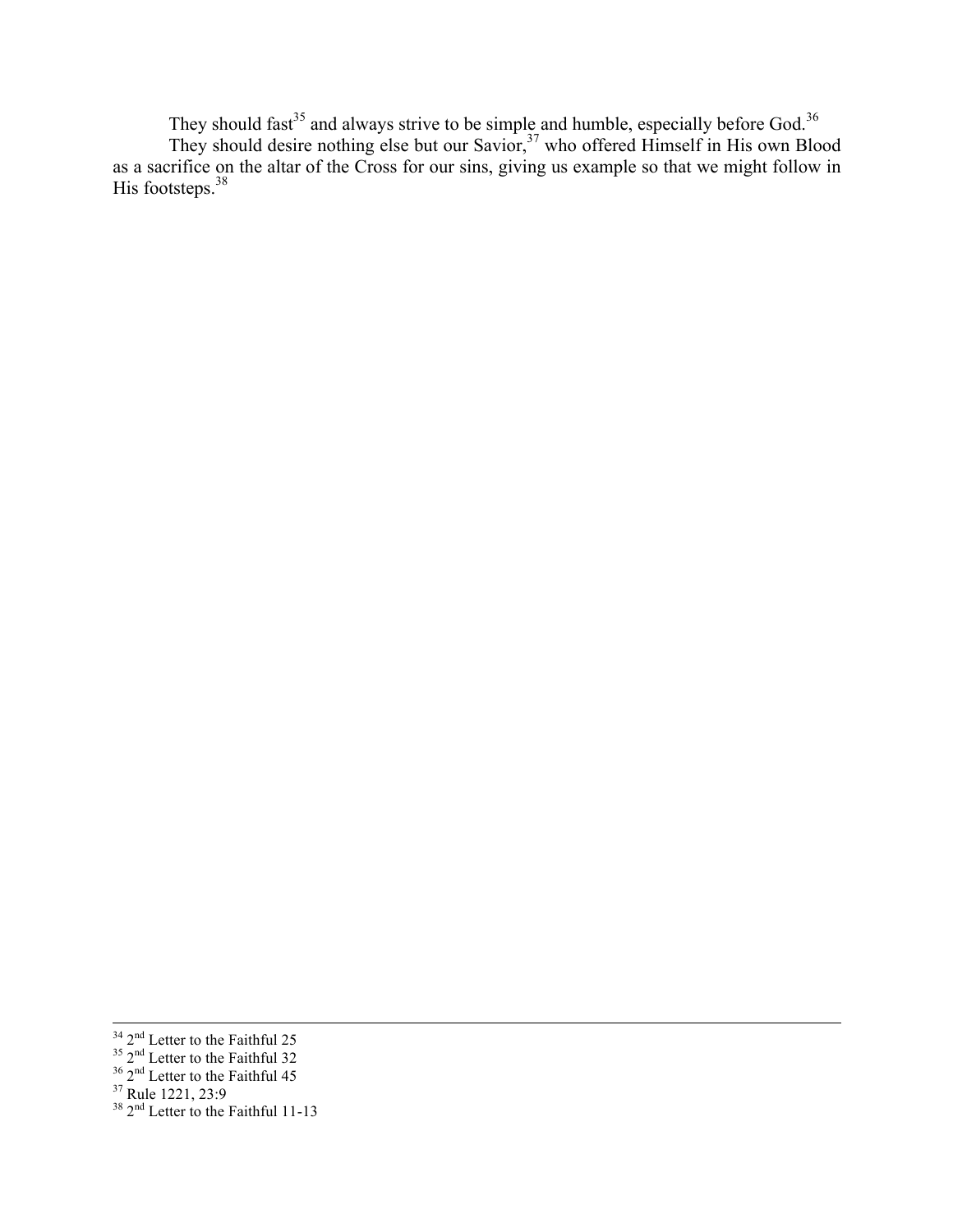They should fast[35] and always strive to be simple and humble, especially before God.[36]

They should desire nothing else but our Savior,[37] who offered Himself in His own Blood as a sacrifice on the altar of the Cross for our sins, giving us example so that we might follow in His footsteps.[38]

---

[34] 2nd Letter to the Faithful 25
[35] 2nd Letter to the Faithful 32
[36] 2nd Letter to the Faithful 45
[37] Rule 1221, 23:9
[38] 2nd Letter to the Faithful 11-13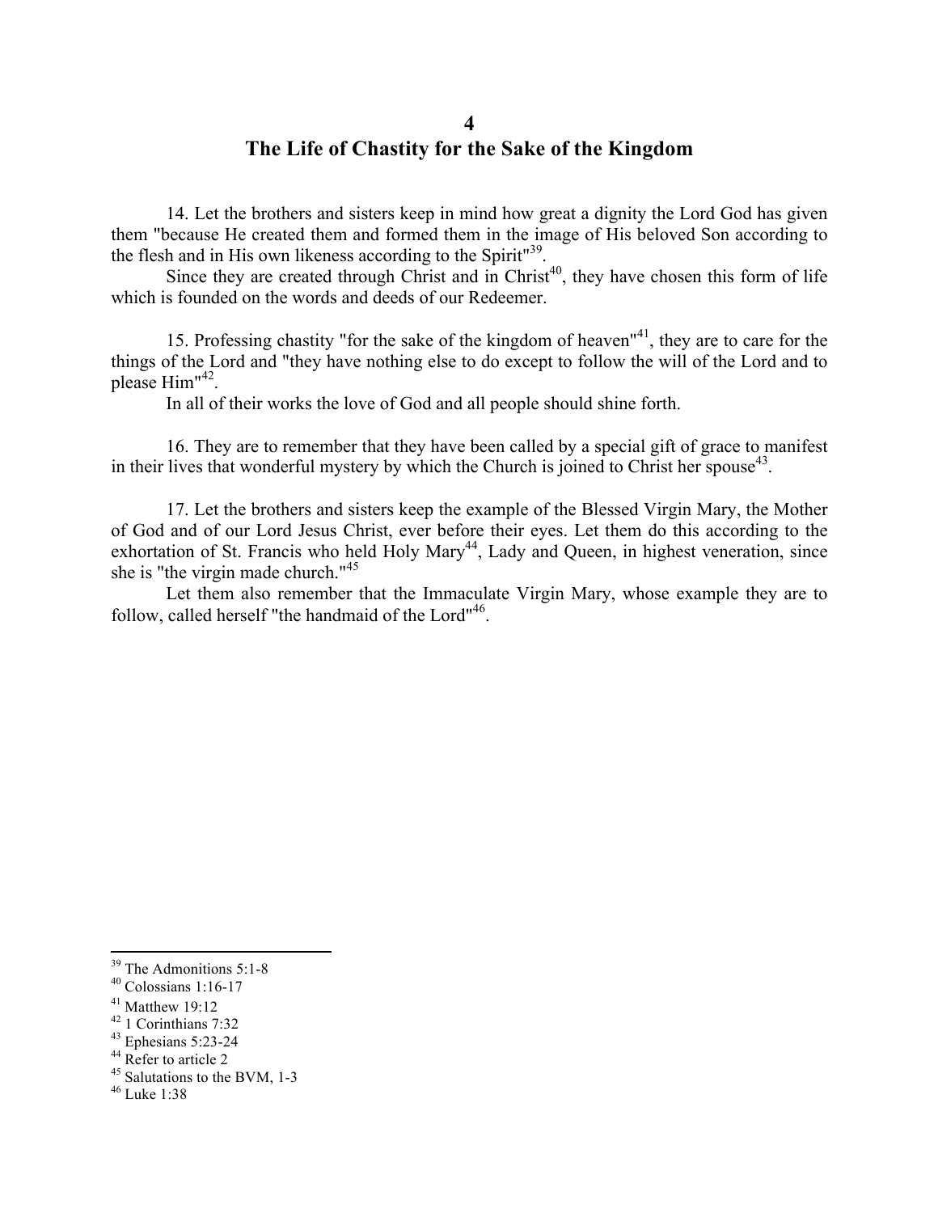## 4
## The Life of Chastity for the Sake of the Kingdom

14. Let the brothers and sisters keep in mind how great a dignity the Lord God has given them "because He created them and formed them in the image of His beloved Son according to the flesh and in His own likeness according to the Spirit"[39].

Since they are created through Christ and in Christ[40], they have chosen this form of life which is founded on the words and deeds of our Redeemer.

15. Professing chastity "for the sake of the kingdom of heaven"[41], they are to care for the things of the Lord and "they have nothing else to do except to follow the will of the Lord and to please Him"[42].

In all of their works the love of God and all people should shine forth.

16. They are to remember that they have been called by a special gift of grace to manifest in their lives that wonderful mystery by which the Church is joined to Christ her spouse[43].

17. Let the brothers and sisters keep the example of the Blessed Virgin Mary, the Mother of God and of our Lord Jesus Christ, ever before their eyes. Let them do this according to the exhortation of St. Francis who held Holy Mary[44], Lady and Queen, in highest veneration, since she is "the virgin made church."[45]

Let them also remember that the Immaculate Virgin Mary, whose example they are to follow, called herself "the handmaid of the Lord"[46].

---

[39] The Admonitions 5:1-8
[40] Colossians 1:16-17
[41] Matthew 19:12
[42] 1 Corinthians 7:32
[43] Ephesians 5:23-24
[44] Refer to article 2
[45] Salutations to the BVM, 1-3
[46] Luke 1:38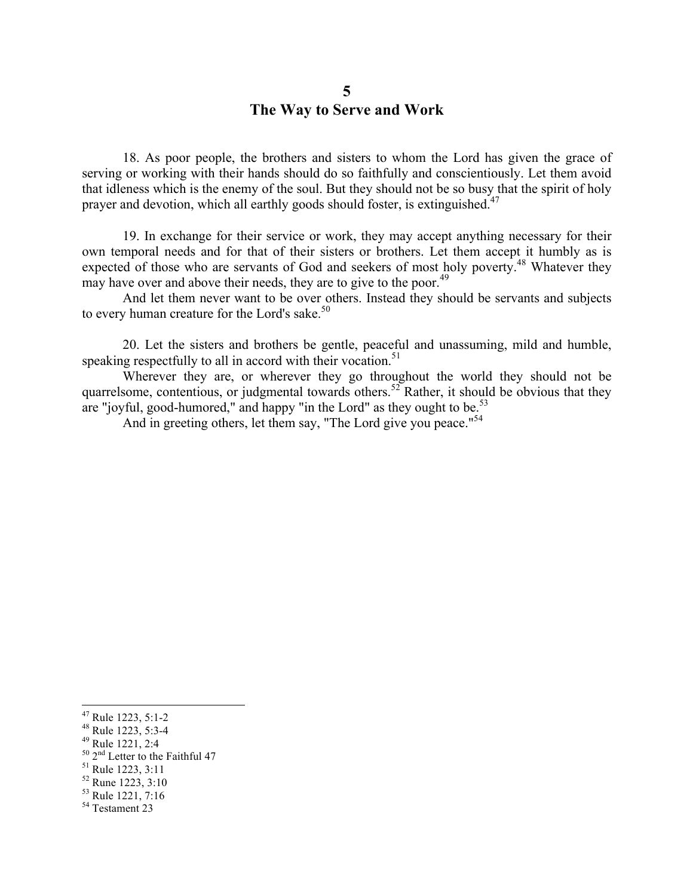## 5
## The Way to Serve and Work

18. As poor people, the brothers and sisters to whom the Lord has given the grace of serving or working with their hands should do so faithfully and conscientiously. Let them avoid that idleness which is the enemy of the soul. But they should not be so busy that the spirit of holy prayer and devotion, which all earthly goods should foster, is extinguished.[47]

19. In exchange for their service or work, they may accept anything necessary for their own temporal needs and for that of their sisters or brothers. Let them accept it humbly as is expected of those who are servants of God and seekers of most holy poverty.[48] Whatever they may have over and above their needs, they are to give to the poor.[49]

And let them never want to be over others. Instead they should be servants and subjects to every human creature for the Lord's sake.[50]

20. Let the sisters and brothers be gentle, peaceful and unassuming, mild and humble, speaking respectfully to all in accord with their vocation.[51]

Wherever they are, or wherever they go throughout the world they should not be quarrelsome, contentious, or judgmental towards others.[52] Rather, it should be obvious that they are "joyful, good-humored," and happy "in the Lord" as they ought to be.[53]

And in greeting others, let them say, "The Lord give you peace."[54]

---

[47] Rule 1223, 5:1-2
[48] Rule 1223, 5:3-4
[49] Rule 1221, 2:4
[50] 2nd Letter to the Faithful 47
[51] Rule 1223, 3:11
[52] Rune 1223, 3:10
[53] Rule 1221, 7:16
[54] Testament 23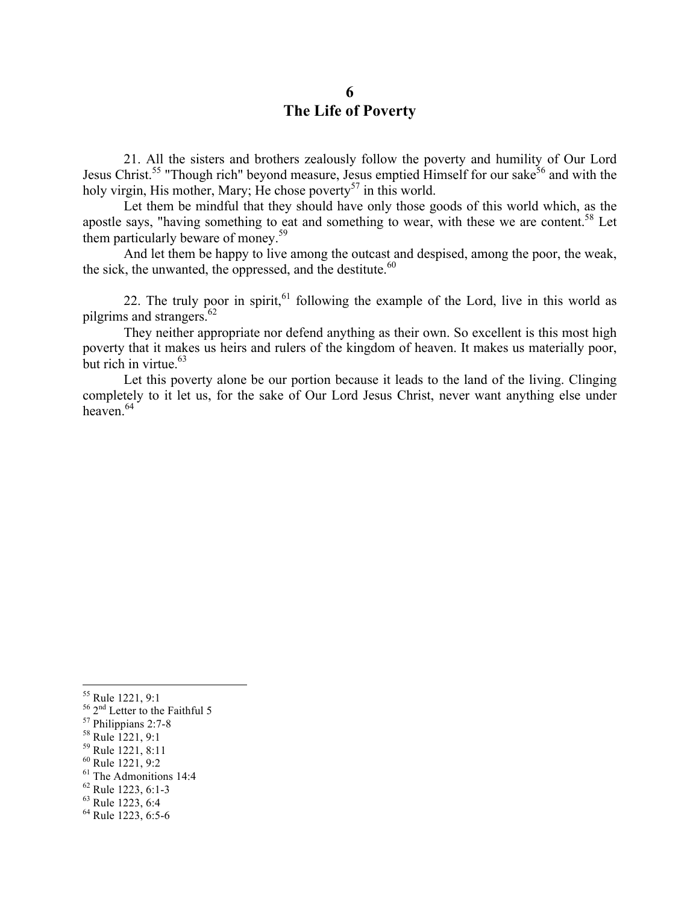## 6
## The Life of Poverty

21. All the sisters and brothers zealously follow the poverty and humility of Our Lord Jesus Christ.[55] "Though rich" beyond measure, Jesus emptied Himself for our sake[56] and with the holy virgin, His mother, Mary; He chose poverty[57] in this world.

Let them be mindful that they should have only those goods of this world which, as the apostle says, "having something to eat and something to wear, with these we are content.[58] Let them particularly beware of money.[59]

And let them be happy to live among the outcast and despised, among the poor, the weak, the sick, the unwanted, the oppressed, and the destitute.[60]

22. The truly poor in spirit,[61] following the example of the Lord, live in this world as pilgrims and strangers.[62]

They neither appropriate nor defend anything as their own. So excellent is this most high poverty that it makes us heirs and rulers of the kingdom of heaven. It makes us materially poor, but rich in virtue.[63]

Let this poverty alone be our portion because it leads to the land of the living. Clinging completely to it let us, for the sake of Our Lord Jesus Christ, never want anything else under heaven.[64]

---

[55] Rule 1221, 9:1
[56] 2nd Letter to the Faithful 5
[57] Philippians 2:7-8
[58] Rule 1221, 9:1
[59] Rule 1221, 8:11
[60] Rule 1221, 9:2
[61] The Admonitions 14:4
[62] Rule 1223, 6:1-3
[63] Rule 1223, 6:4
[64] Rule 1223, 6:5-6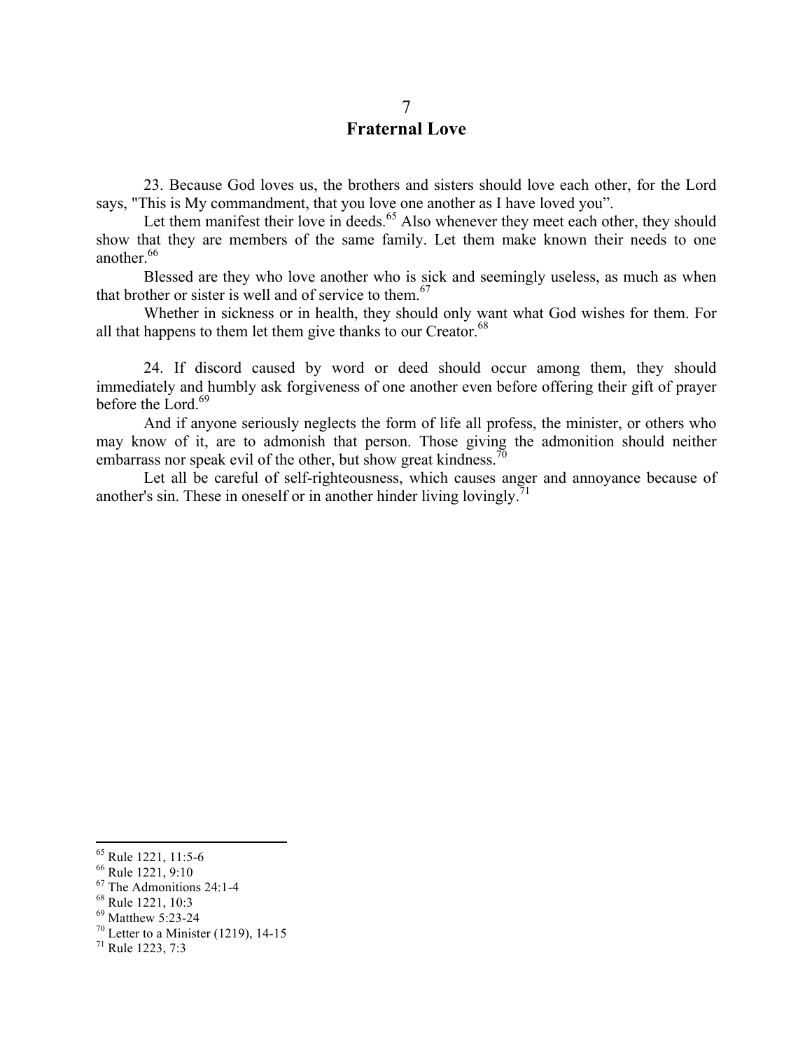# 7
# Fraternal Love

23. Because God loves us, the brothers and sisters should love each other, for the Lord says, "This is My commandment, that you love one another as I have loved you".

Let them manifest their love in deeds.[65] Also whenever they meet each other, they should show that they are members of the same family. Let them make known their needs to one another.[66]

Blessed are they who love another who is sick and seemingly useless, as much as when that brother or sister is well and of service to them.[67]

Whether in sickness or in health, they should only want what God wishes for them. For all that happens to them let them give thanks to our Creator.[68]

24. If discord caused by word or deed should occur among them, they should immediately and humbly ask forgiveness of one another even before offering their gift of prayer before the Lord.[69]

And if anyone seriously neglects the form of life all profess, the minister, or others who may know of it, are to admonish that person. Those giving the admonition should neither embarrass nor speak evil of the other, but show great kindness.[70]

Let all be careful of self-righteousness, which causes anger and annoyance because of another's sin. These in oneself or in another hinder living lovingly.[71]

---

[65] Rule 1221, 11:5-6
[66] Rule 1221, 9:10
[67] The Admonitions 24:1-4
[68] Rule 1221, 10:3
[69] Matthew 5:23-24
[70] Letter to a Minister (1219), 14-15
[71] Rule 1223, 7:3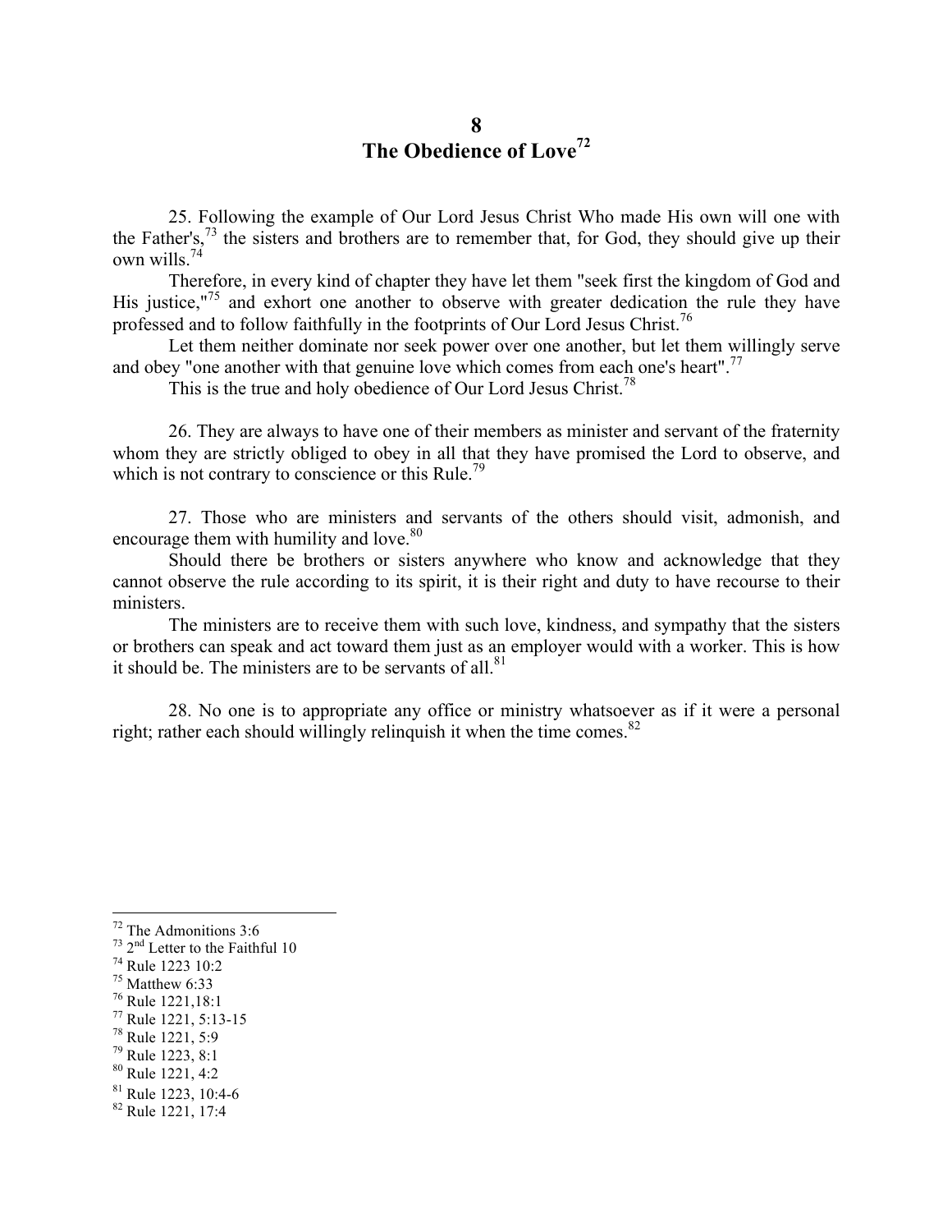# 8
# The Obedience of Love[72]

25. Following the example of Our Lord Jesus Christ Who made His own will one with the Father's,[73] the sisters and brothers are to remember that, for God, they should give up their own wills.[74]

Therefore, in every kind of chapter they have let them "seek first the kingdom of God and His justice,"[75] and exhort one another to observe with greater dedication the rule they have professed and to follow faithfully in the footprints of Our Lord Jesus Christ.[76]

Let them neither dominate nor seek power over one another, but let them willingly serve and obey "one another with that genuine love which comes from each one's heart".[77]

This is the true and holy obedience of Our Lord Jesus Christ.[78]

26. They are always to have one of their members as minister and servant of the fraternity whom they are strictly obliged to obey in all that they have promised the Lord to observe, and which is not contrary to conscience or this Rule.[79]

27. Those who are ministers and servants of the others should visit, admonish, and encourage them with humility and love.[80]

Should there be brothers or sisters anywhere who know and acknowledge that they cannot observe the rule according to its spirit, it is their right and duty to have recourse to their ministers.

The ministers are to receive them with such love, kindness, and sympathy that the sisters or brothers can speak and act toward them just as an employer would with a worker. This is how it should be. The ministers are to be servants of all.[81]

28. No one is to appropriate any office or ministry whatsoever as if it were a personal right; rather each should willingly relinquish it when the time comes.[82]

---

[72] The Admonitions 3:6
[73] 2nd Letter to the Faithful 10
[74] Rule 1223 10:2
[75] Matthew 6:33
[76] Rule 1221,18:1
[77] Rule 1221, 5:13-15
[78] Rule 1221, 5:9
[79] Rule 1223, 8:1
[80] Rule 1221, 4:2
[81] Rule 1223, 10:4-6
[82] Rule 1221, 17:4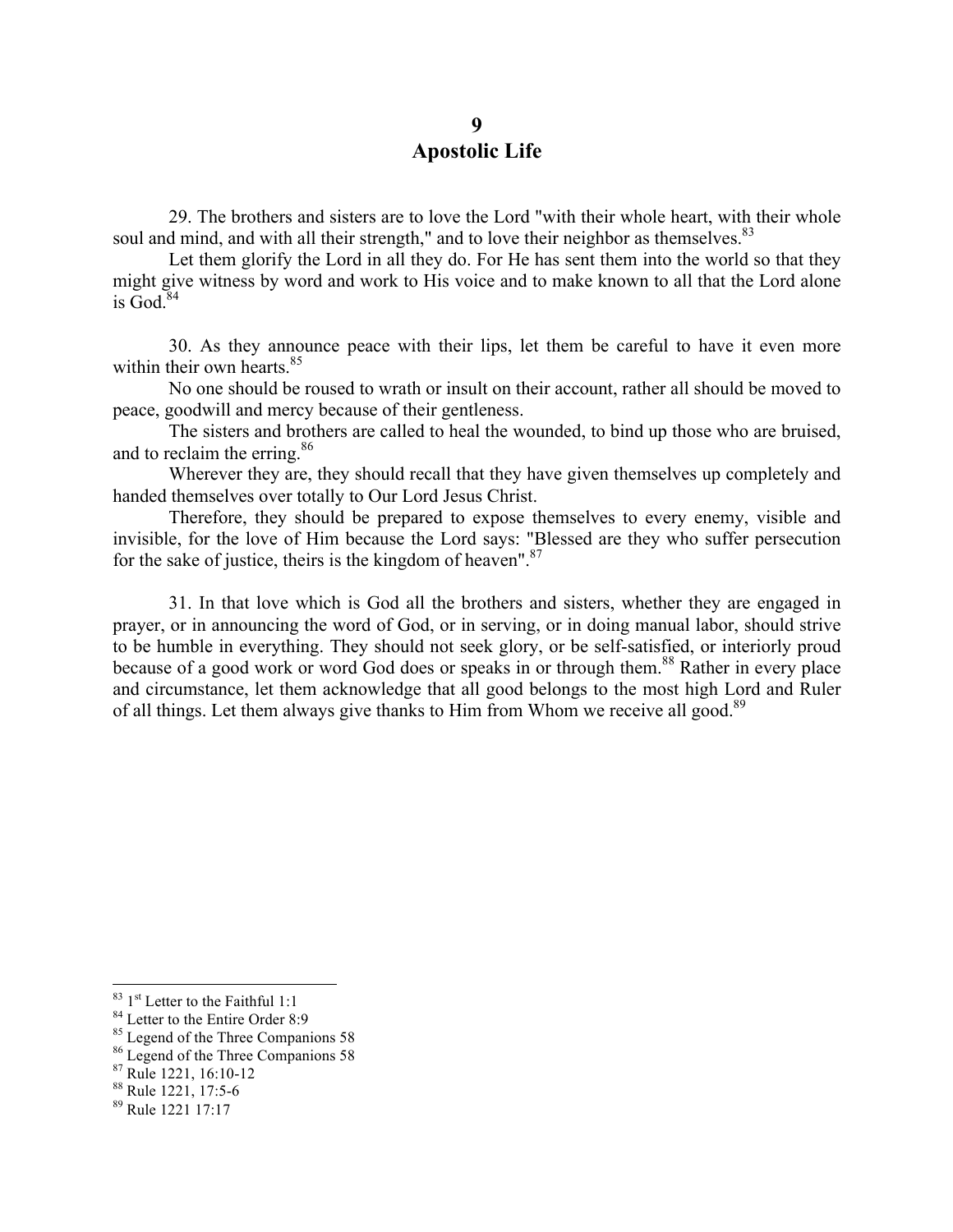# 9
# Apostolic Life

29. The brothers and sisters are to love the Lord "with their whole heart, with their whole soul and mind, and with all their strength," and to love their neighbor as themselves.[83]

Let them glorify the Lord in all they do. For He has sent them into the world so that they might give witness by word and work to His voice and to make known to all that the Lord alone is God.[84]

30. As they announce peace with their lips, let them be careful to have it even more within their own hearts.[85]

No one should be roused to wrath or insult on their account, rather all should be moved to peace, goodwill and mercy because of their gentleness.

The sisters and brothers are called to heal the wounded, to bind up those who are bruised, and to reclaim the erring.[86]

Wherever they are, they should recall that they have given themselves up completely and handed themselves over totally to Our Lord Jesus Christ.

Therefore, they should be prepared to expose themselves to every enemy, visible and invisible, for the love of Him because the Lord says: "Blessed are they who suffer persecution for the sake of justice, theirs is the kingdom of heaven".[87]

31. In that love which is God all the brothers and sisters, whether they are engaged in prayer, or in announcing the word of God, or in serving, or in doing manual labor, should strive to be humble in everything. They should not seek glory, or be self-satisfied, or interiorly proud because of a good work or word God does or speaks in or through them.[88] Rather in every place and circumstance, let them acknowledge that all good belongs to the most high Lord and Ruler of all things. Let them always give thanks to Him from Whom we receive all good.[89]

---

[83] 1st Letter to the Faithful 1:1
[84] Letter to the Entire Order 8:9
[85] Legend of the Three Companions 58
[86] Legend of the Three Companions 58
[87] Rule 1221, 16:10-12
[88] Rule 1221, 17:5-6
[89] Rule 1221 17:17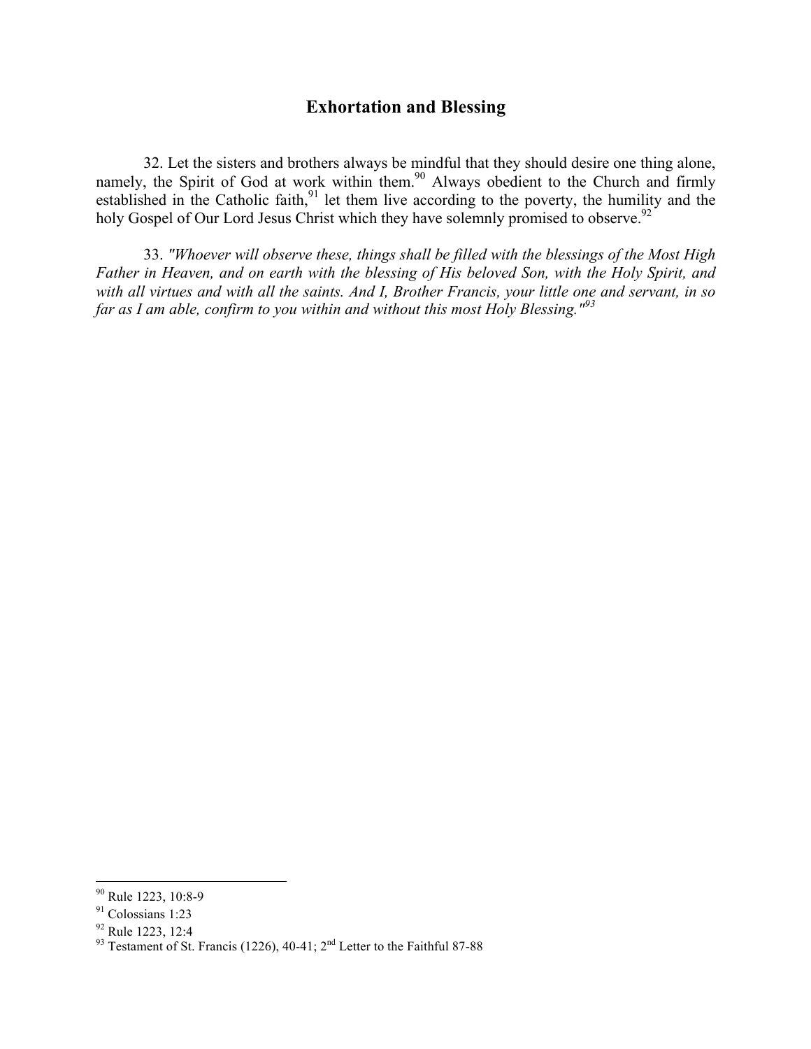## Exhortation and Blessing

32. Let the sisters and brothers always be mindful that they should desire one thing alone, namely, the Spirit of God at work within them.[90] Always obedient to the Church and firmly established in the Catholic faith,[91] let them live according to the poverty, the humility and the holy Gospel of Our Lord Jesus Christ which they have solemnly promised to observe.[92]

33. *"Whoever will observe these, things shall be filled with the blessings of the Most High Father in Heaven, and on earth with the blessing of His beloved Son, with the Holy Spirit, and with all virtues and with all the saints. And I, Brother Francis, your little one and servant, in so far as I am able, confirm to you within and without this most Holy Blessing."*[93]

---

[90] Rule 1223, 10:8-9

[91] Colossians 1:23

[92] Rule 1223, 12:4

[93] Testament of St. Francis (1226), 40-41; 2nd Letter to the Faithful 87-88